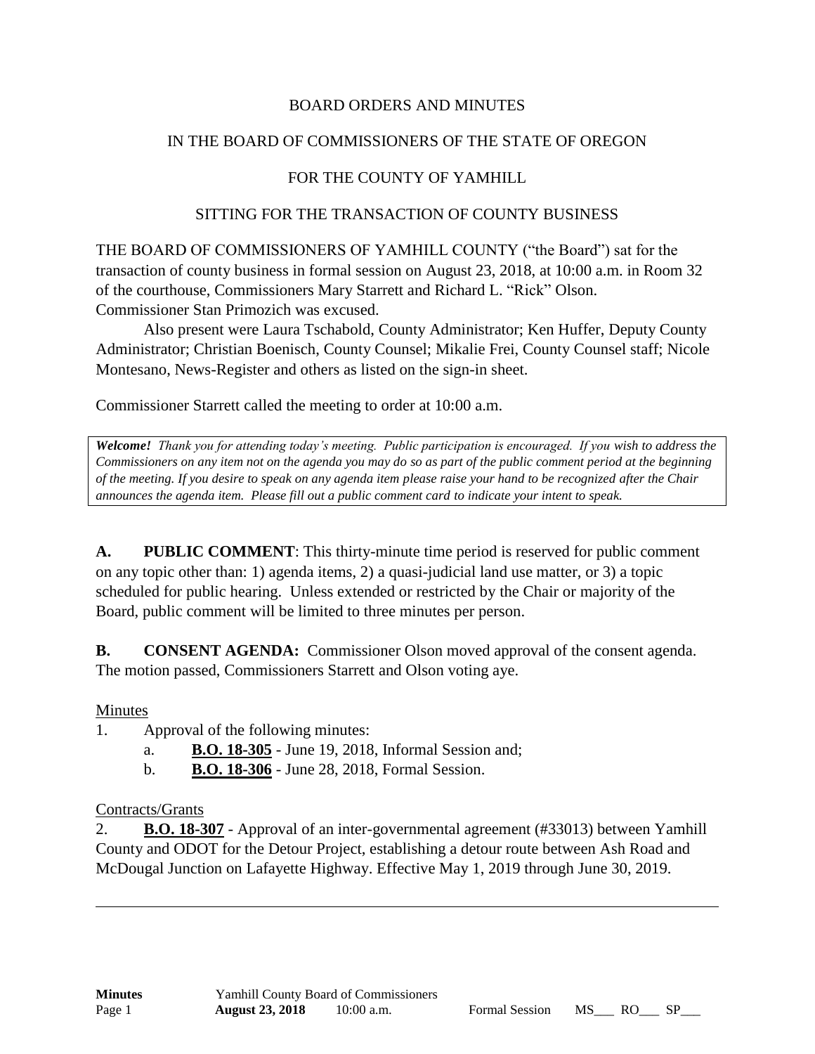BOARD ORDERS AND MINUTES

IN THE BOARD OF COMMISSIONERS OF THE STATE OF OREGON

FOR THE COUNTY OF YAMHILL

SITTING FOR THE TRANSACTION OF COUNTY BUSINESS

THE BOARD OF COMMISSIONERS OF YAMHILL COUNTY ("the Board") sat for the transaction of county business in formal session on August 23, 2018, at 10:00 a.m. in Room 32 of the courthouse, Commissioners Mary Starrett and Richard L. "Rick" Olson. Commissioner Stan Primozich was excused.

Also present were Laura Tschabold, County Administrator; Ken Huffer, Deputy County Administrator; Christian Boenisch, County Counsel; Mikalie Frei, County Counsel staff; Nicole Montesano, News-Register and others as listed on the sign-in sheet.

Commissioner Starrett called the meeting to order at 10:00 a.m.

***Welcome!*** *Thank you for attending today's meeting. Public participation is encouraged. If you wish to address the Commissioners on any item not on the agenda you may do so as part of the public comment period at the beginning of the meeting. If you desire to speak on any agenda item please raise your hand to be recognized after the Chair announces the agenda item. Please fill out a public comment card to indicate your intent to speak.*

**A. PUBLIC COMMENT**: This thirty-minute time period is reserved for public comment on any topic other than: 1) agenda items, 2) a quasi-judicial land use matter, or 3) a topic scheduled for public hearing. Unless extended or restricted by the Chair or majority of the Board, public comment will be limited to three minutes per person.

**B. CONSENT AGENDA:** Commissioner Olson moved approval of the consent agenda. The motion passed, Commissioners Starrett and Olson voting aye.

Minutes

1. Approval of the following minutes:
   a. **B.O. 18-305** - June 19, 2018, Informal Session and;
   b. **B.O. 18-306** - June 28, 2018, Formal Session.

Contracts/Grants

2. **B.O. 18-307** - Approval of an inter-governmental agreement (#33013) between Yamhill County and ODOT for the Detour Project, establishing a detour route between Ash Road and McDougal Junction on Lafayette Highway. Effective May 1, 2019 through June 30, 2019.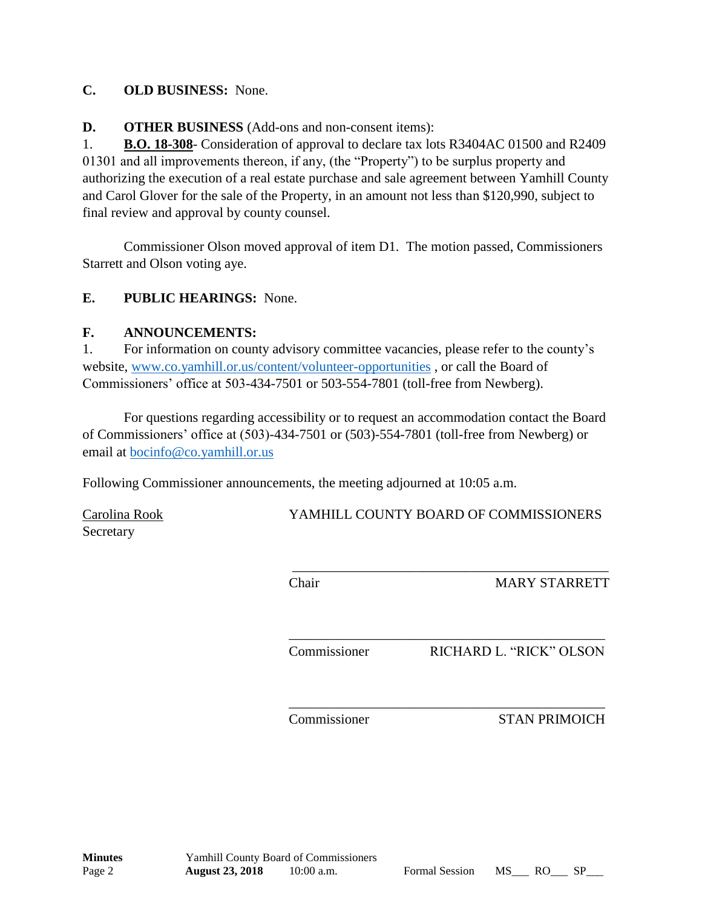**C. OLD BUSINESS:** None.

**D. OTHER BUSINESS** (Add-ons and non-consent items):

1. **B.O. 18-308**- Consideration of approval to declare tax lots R3404AC 01500 and R2409 01301 and all improvements thereon, if any, (the "Property") to be surplus property and authorizing the execution of a real estate purchase and sale agreement between Yamhill County and Carol Glover for the sale of the Property, in an amount not less than $120,990, subject to final review and approval by county counsel.

Commissioner Olson moved approval of item D1. The motion passed, Commissioners Starrett and Olson voting aye.

**E. PUBLIC HEARINGS:** None.

**F. ANNOUNCEMENTS:**

1. For information on county advisory committee vacancies, please refer to the county's website, www.co.yamhill.or.us/content/volunteer-opportunities , or call the Board of Commissioners' office at 503-434-7501 or 503-554-7801 (toll-free from Newberg).

For questions regarding accessibility or to request an accommodation contact the Board of Commissioners' office at (503)-434-7501 or (503)-554-7801 (toll-free from Newberg) or email at bocinfo@co.yamhill.or.us

Following Commissioner announcements, the meeting adjourned at 10:05 a.m.

Carolina Rook
Secretary

YAMHILL COUNTY BOARD OF COMMISSIONERS

\_\_\_\_\_\_\_\_\_\_\_\_\_\_\_\_\_\_\_\_\_\_\_\_\_\_\_\_\_\_\_\_\_\_\_\_\_\_\_\_\_\_\_\_
Chair MARY STARRETT

\_\_\_\_\_\_\_\_\_\_\_\_\_\_\_\_\_\_\_\_\_\_\_\_\_\_\_\_\_\_\_\_\_\_\_\_\_\_\_\_\_\_\_\_
Commissioner RICHARD L. "RICK" OLSON

\_\_\_\_\_\_\_\_\_\_\_\_\_\_\_\_\_\_\_\_\_\_\_\_\_\_\_\_\_\_\_\_\_\_\_\_\_\_\_\_\_\_\_\_
Commissioner STAN PRIMOICH